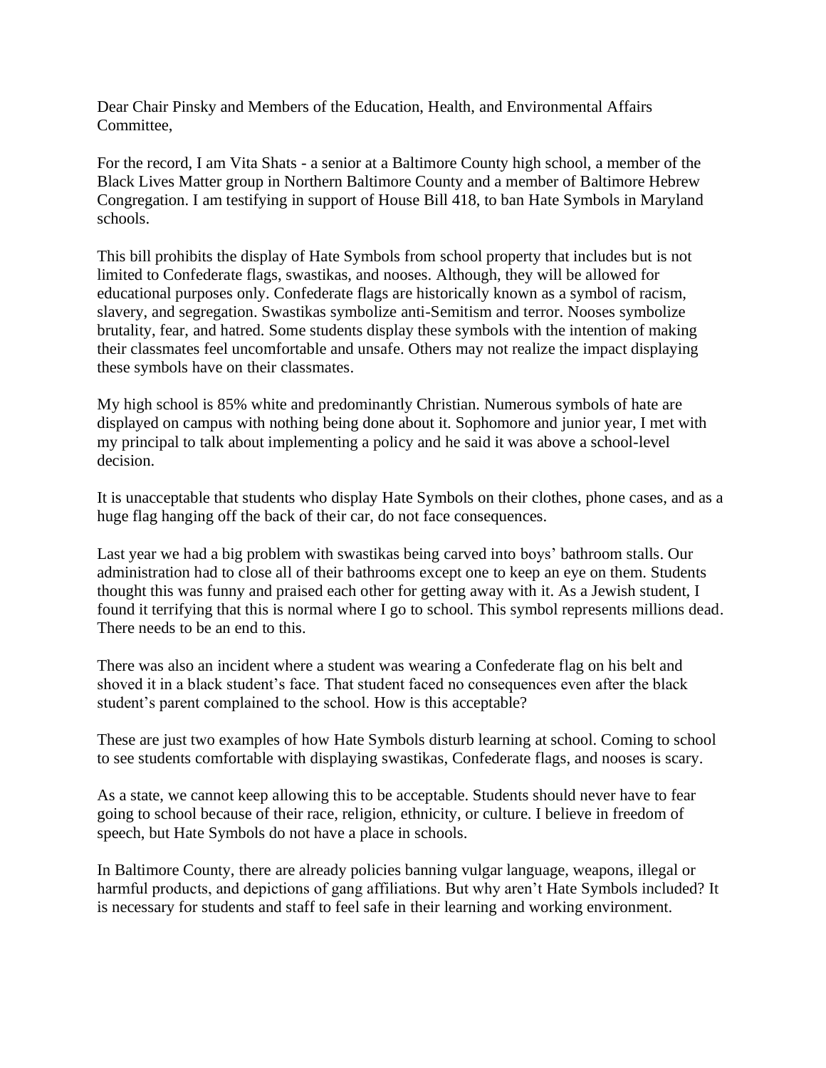Dear Chair Pinsky and Members of the Education, Health, and Environmental Affairs Committee,

For the record, I am Vita Shats - a senior at a Baltimore County high school, a member of the Black Lives Matter group in Northern Baltimore County and a member of Baltimore Hebrew Congregation. I am testifying in support of House Bill 418, to ban Hate Symbols in Maryland schools.

This bill prohibits the display of Hate Symbols from school property that includes but is not limited to Confederate flags, swastikas, and nooses. Although, they will be allowed for educational purposes only. Confederate flags are historically known as a symbol of racism, slavery, and segregation. Swastikas symbolize anti-Semitism and terror. Nooses symbolize brutality, fear, and hatred. Some students display these symbols with the intention of making their classmates feel uncomfortable and unsafe. Others may not realize the impact displaying these symbols have on their classmates.

My high school is 85% white and predominantly Christian. Numerous symbols of hate are displayed on campus with nothing being done about it. Sophomore and junior year, I met with my principal to talk about implementing a policy and he said it was above a school-level decision.

It is unacceptable that students who display Hate Symbols on their clothes, phone cases, and as a huge flag hanging off the back of their car, do not face consequences.

Last year we had a big problem with swastikas being carved into boys' bathroom stalls. Our administration had to close all of their bathrooms except one to keep an eye on them. Students thought this was funny and praised each other for getting away with it. As a Jewish student, I found it terrifying that this is normal where I go to school. This symbol represents millions dead. There needs to be an end to this.

There was also an incident where a student was wearing a Confederate flag on his belt and shoved it in a black student's face. That student faced no consequences even after the black student's parent complained to the school. How is this acceptable?

These are just two examples of how Hate Symbols disturb learning at school. Coming to school to see students comfortable with displaying swastikas, Confederate flags, and nooses is scary.

As a state, we cannot keep allowing this to be acceptable. Students should never have to fear going to school because of their race, religion, ethnicity, or culture. I believe in freedom of speech, but Hate Symbols do not have a place in schools.

In Baltimore County, there are already policies banning vulgar language, weapons, illegal or harmful products, and depictions of gang affiliations. But why aren't Hate Symbols included? It is necessary for students and staff to feel safe in their learning and working environment.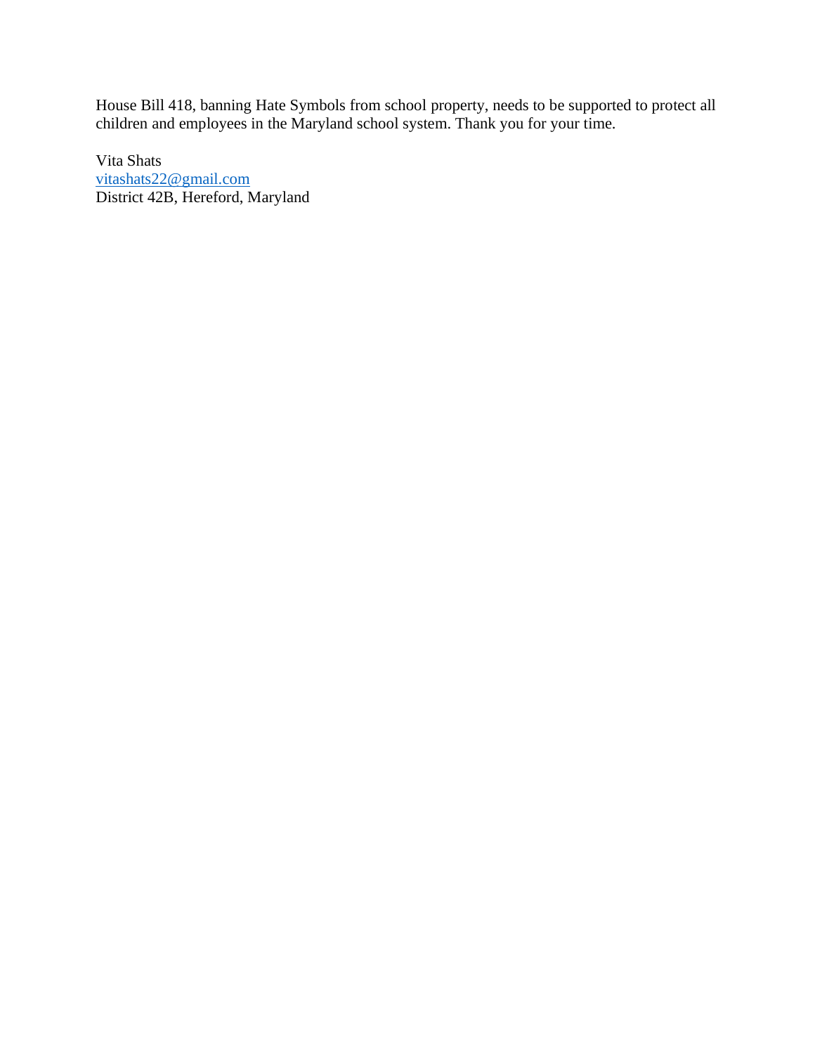House Bill 418, banning Hate Symbols from school property, needs to be supported to protect all children and employees in the Maryland school system. Thank you for your time.

Vita Shats
vitashats22@gmail.com
District 42B, Hereford, Maryland